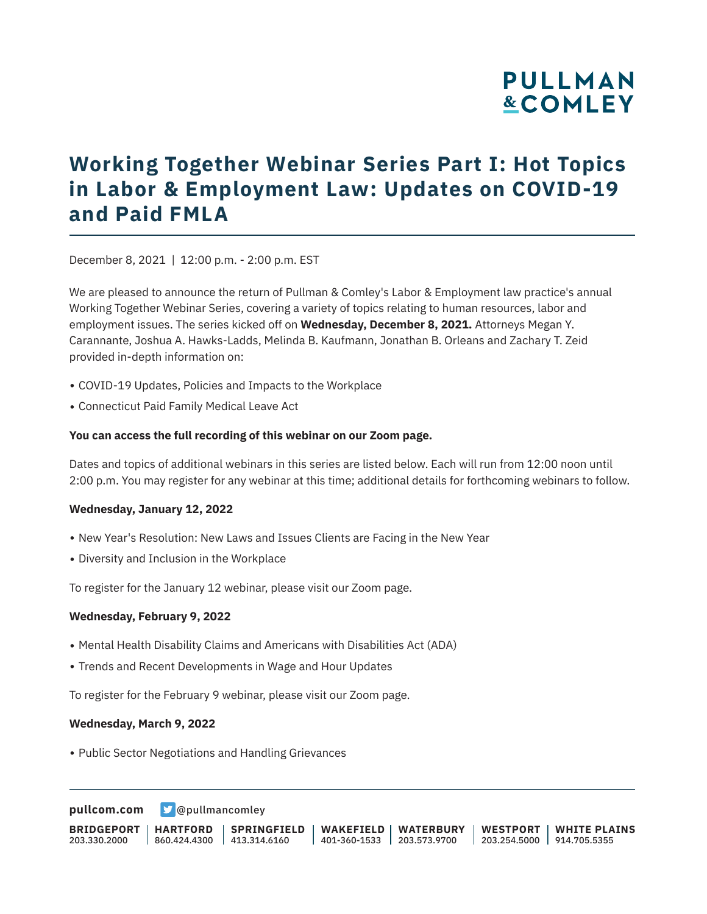# Working Together Webinar Series Part I: Hot Topics in Labor & Employment Law: Updates on COVID-19 and Paid FMLA

December 8, 2021 | 12:00 p.m. - 2:00 p.m. EST

We are pleased to announce the return of Pullman & Comley's Labor & Employment law practice's annual Working Together Webinar Series, covering a variety of topics relating to human resources, labor and employment issues. The series kicked off on **Wednesday, December 8, 2021.** Attorneys Megan Y. Carannante, Joshua A. Hawks-Ladds, Melinda B. Kaufmann, Jonathan B. Orleans and Zachary T. Zeid provided in-depth information on:

- COVID-19 Updates, Policies and Impacts to the Workplace
- Connecticut Paid Family Medical Leave Act

**You can access the full recording of this webinar on our Zoom page.**

Dates and topics of additional webinars in this series are listed below. Each will run from 12:00 noon until 2:00 p.m. You may register for any webinar at this time; additional details for forthcoming webinars to follow.

**Wednesday, January 12, 2022**

- New Year's Resolution: New Laws and Issues Clients are Facing in the New Year
- Diversity and Inclusion in the Workplace

To register for the January 12 webinar, please visit our Zoom page.

**Wednesday, February 9, 2022**

- Mental Health Disability Claims and Americans with Disabilities Act (ADA)
- Trends and Recent Developments in Wage and Hour Updates

To register for the February 9 webinar, please visit our Zoom page.

**Wednesday, March 9, 2022**

- Public Sector Negotiations and Handling Grievances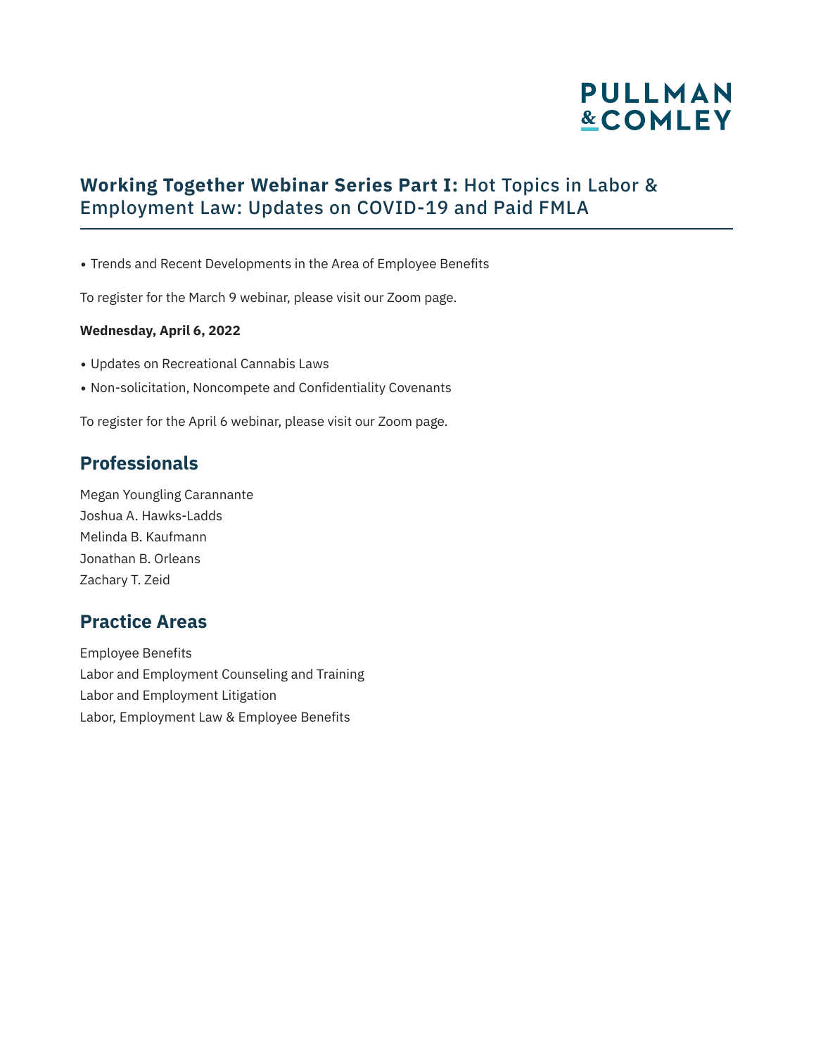• Trends and Recent Developments in the Area of Employee Benefits

To register for the March 9 webinar, please visit our Zoom page.

**Wednesday, April 6, 2022**

• Updates on Recreational Cannabis Laws

• Non-solicitation, Noncompete and Confidentiality Covenants

To register for the April 6 webinar, please visit our Zoom page.

## Professionals

Megan Youngling Carannante
Joshua A. Hawks-Ladds
Melinda B. Kaufmann
Jonathan B. Orleans
Zachary T. Zeid

## Practice Areas

Employee Benefits
Labor and Employment Counseling and Training
Labor and Employment Litigation
Labor, Employment Law & Employee Benefits